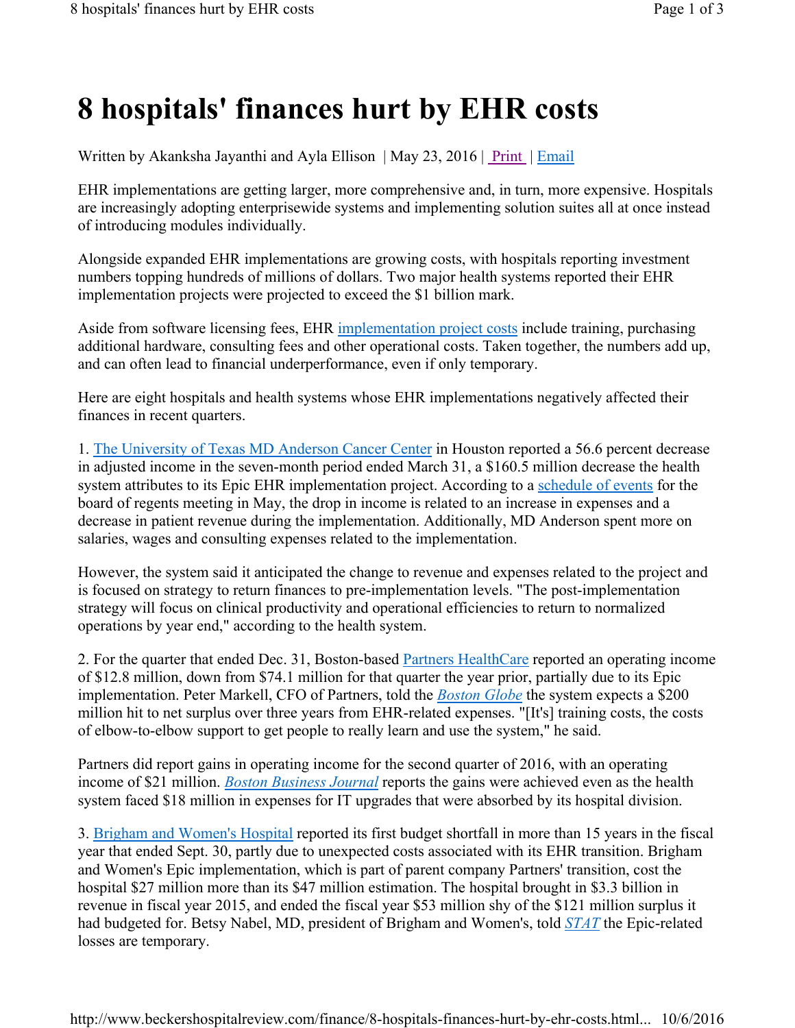# 8 hospitals' finances hurt by EHR costs

Written by Akanksha Jayanthi and Ayla Ellison | May 23, 2016 | Print | Email

EHR implementations are getting larger, more comprehensive and, in turn, more expensive. Hospitals are increasingly adopting enterprisewide systems and implementing solution suites all at once instead of introducing modules individually.

Alongside expanded EHR implementations are growing costs, with hospitals reporting investment numbers topping hundreds of millions of dollars. Two major health systems reported their EHR implementation projects were projected to exceed the $1 billion mark.

Aside from software licensing fees, EHR implementation project costs include training, purchasing additional hardware, consulting fees and other operational costs. Taken together, the numbers add up, and can often lead to financial underperformance, even if only temporary.

Here are eight hospitals and health systems whose EHR implementations negatively affected their finances in recent quarters.

1. The University of Texas MD Anderson Cancer Center in Houston reported a 56.6 percent decrease in adjusted income in the seven-month period ended March 31, a $160.5 million decrease the health system attributes to its Epic EHR implementation project. According to a schedule of events for the board of regents meeting in May, the drop in income is related to an increase in expenses and a decrease in patient revenue during the implementation. Additionally, MD Anderson spent more on salaries, wages and consulting expenses related to the implementation.

However, the system said it anticipated the change to revenue and expenses related to the project and is focused on strategy to return finances to pre-implementation levels. "The post-implementation strategy will focus on clinical productivity and operational efficiencies to return to normalized operations by year end," according to the health system.

2. For the quarter that ended Dec. 31, Boston-based Partners HealthCare reported an operating income of $12.8 million, down from $74.1 million for that quarter the year prior, partially due to its Epic implementation. Peter Markell, CFO of Partners, told the *Boston Globe* the system expects a $200 million hit to net surplus over three years from EHR-related expenses. "[It's] training costs, the costs of elbow-to-elbow support to get people to really learn and use the system," he said.

Partners did report gains in operating income for the second quarter of 2016, with an operating income of $21 million. *Boston Business Journal* reports the gains were achieved even as the health system faced $18 million in expenses for IT upgrades that were absorbed by its hospital division.

3. Brigham and Women's Hospital reported its first budget shortfall in more than 15 years in the fiscal year that ended Sept. 30, partly due to unexpected costs associated with its EHR transition. Brigham and Women's Epic implementation, which is part of parent company Partners' transition, cost the hospital $27 million more than its $47 million estimation. The hospital brought in $3.3 billion in revenue in fiscal year 2015, and ended the fiscal year $53 million shy of the $121 million surplus it had budgeted for. Betsy Nabel, MD, president of Brigham and Women's, told *STAT* the Epic-related losses are temporary.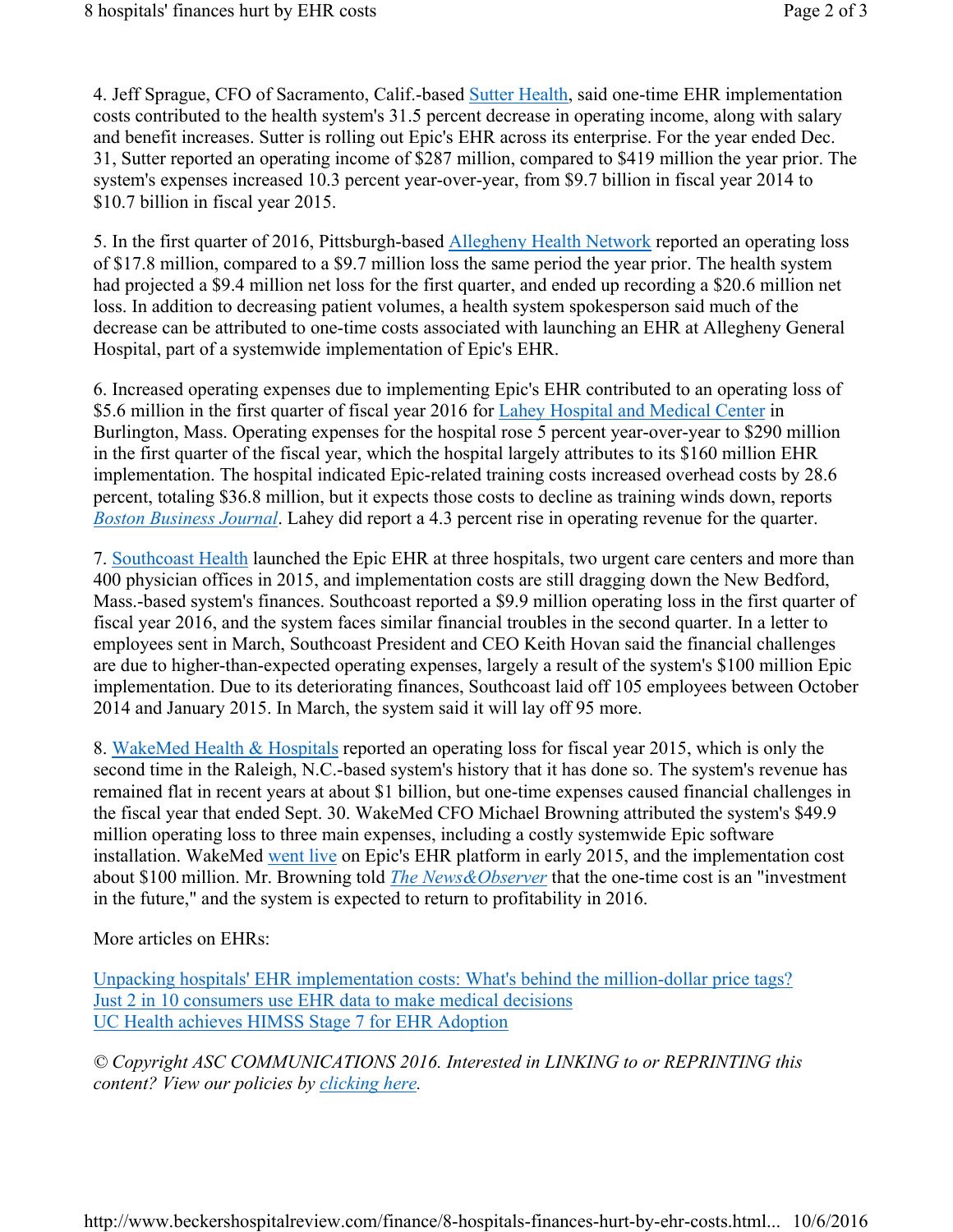4. Jeff Sprague, CFO of Sacramento, Calif.-based Sutter Health, said one-time EHR implementation costs contributed to the health system's 31.5 percent decrease in operating income, along with salary and benefit increases. Sutter is rolling out Epic's EHR across its enterprise. For the year ended Dec. 31, Sutter reported an operating income of $287 million, compared to $419 million the year prior. The system's expenses increased 10.3 percent year-over-year, from $9.7 billion in fiscal year 2014 to $10.7 billion in fiscal year 2015.

5. In the first quarter of 2016, Pittsburgh-based Allegheny Health Network reported an operating loss of $17.8 million, compared to a $9.7 million loss the same period the year prior. The health system had projected a $9.4 million net loss for the first quarter, and ended up recording a $20.6 million net loss. In addition to decreasing patient volumes, a health system spokesperson said much of the decrease can be attributed to one-time costs associated with launching an EHR at Allegheny General Hospital, part of a systemwide implementation of Epic's EHR.

6. Increased operating expenses due to implementing Epic's EHR contributed to an operating loss of $5.6 million in the first quarter of fiscal year 2016 for Lahey Hospital and Medical Center in Burlington, Mass. Operating expenses for the hospital rose 5 percent year-over-year to $290 million in the first quarter of the fiscal year, which the hospital largely attributes to its $160 million EHR implementation. The hospital indicated Epic-related training costs increased overhead costs by 28.6 percent, totaling $36.8 million, but it expects those costs to decline as training winds down, reports *Boston Business Journal*. Lahey did report a 4.3 percent rise in operating revenue for the quarter.

7. Southcoast Health launched the Epic EHR at three hospitals, two urgent care centers and more than 400 physician offices in 2015, and implementation costs are still dragging down the New Bedford, Mass.-based system's finances. Southcoast reported a $9.9 million operating loss in the first quarter of fiscal year 2016, and the system faces similar financial troubles in the second quarter. In a letter to employees sent in March, Southcoast President and CEO Keith Hovan said the financial challenges are due to higher-than-expected operating expenses, largely a result of the system's $100 million Epic implementation. Due to its deteriorating finances, Southcoast laid off 105 employees between October 2014 and January 2015. In March, the system said it will lay off 95 more.

8. WakeMed Health & Hospitals reported an operating loss for fiscal year 2015, which is only the second time in the Raleigh, N.C.-based system's history that it has done so. The system's revenue has remained flat in recent years at about $1 billion, but one-time expenses caused financial challenges in the fiscal year that ended Sept. 30. WakeMed CFO Michael Browning attributed the system's $49.9 million operating loss to three main expenses, including a costly systemwide Epic software installation. WakeMed went live on Epic's EHR platform in early 2015, and the implementation cost about $100 million. Mr. Browning told *The News&Observer* that the one-time cost is an "investment in the future," and the system is expected to return to profitability in 2016.

More articles on EHRs:

Unpacking hospitals' EHR implementation costs: What's behind the million-dollar price tags?
Just 2 in 10 consumers use EHR data to make medical decisions
UC Health achieves HIMSS Stage 7 for EHR Adoption

*© Copyright ASC COMMUNICATIONS 2016. Interested in LINKING to or REPRINTING this content? View our policies by clicking here.*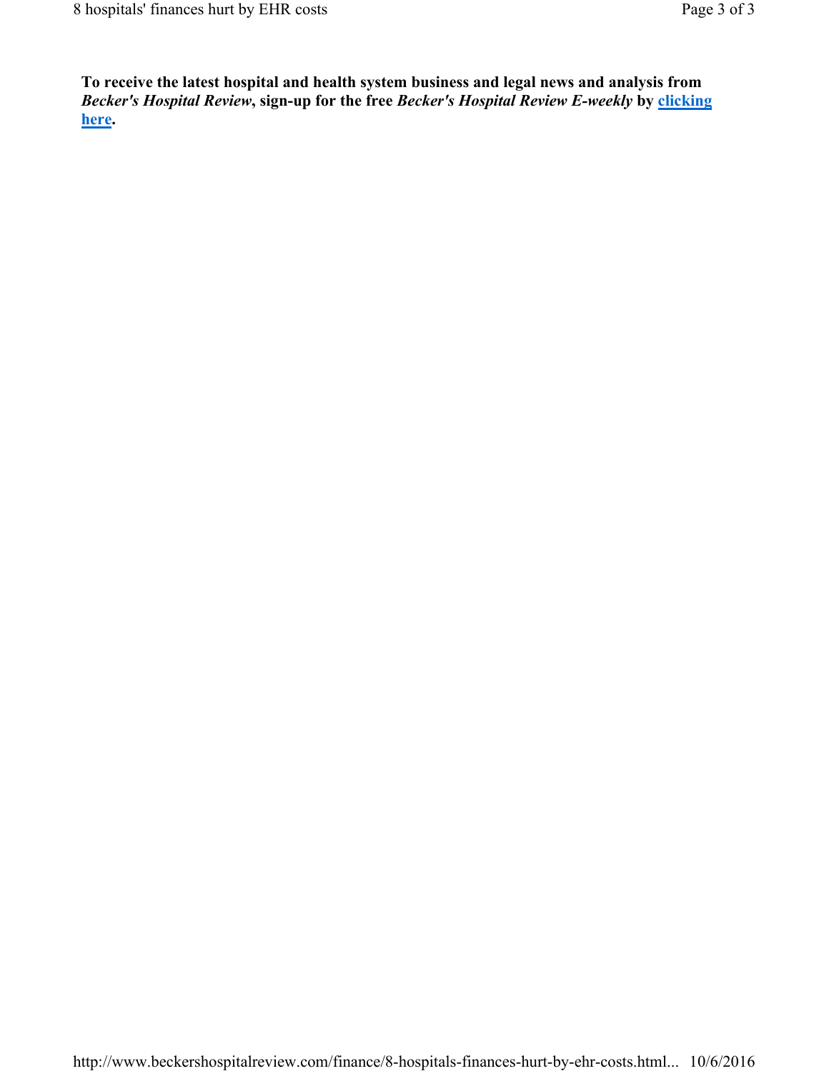**To receive the latest hospital and health system business and legal news and analysis from *Becker's Hospital Review*, sign-up for the free *Becker's Hospital Review E-weekly* by clicking here.**